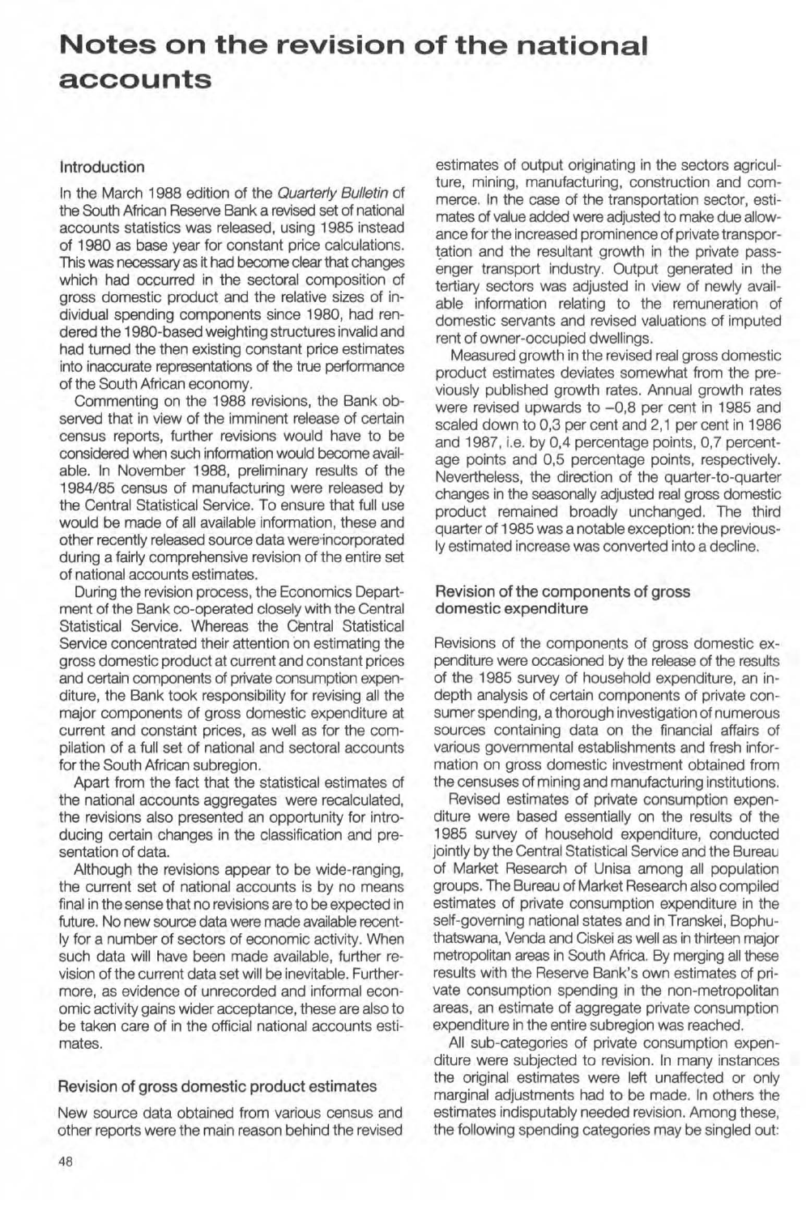# Notes on the revision of the national accounts

## Introduction

In the March 1988 edition of the *Quarterly Bulletin* of the South African Reserve Bank a revised set of national accounts statistics was released, using 1985 instead of 1980 as base year for constant price calculations. This was necessary as it had become clear that changes which had occurred in the sectoral composition of gross domestic product and the relative sizes of individual spending components since 1980, had rendered the 1980-based weighting structures invalid and had turned the then existing constant price estimates into inaccurate representations of the true performance of the South African economy.

Commenting on the 1988 revisions, the Bank observed that in view of the imminent release of certain census reports, further revisions would have to be considered when such information would become available. In November 1988, preliminary results of the 1984/85 census of manufacturing were released by the Central Statistical Service. To ensure that full use would be made of all available information, these and other recently released source data were incorporated during a fairly comprehensive revision of the entire set of national accounts estimates.

During the revision process, the Economics Department of the Bank co-operated closely with the Central Statistical Service. Whereas the Central Statistical Service concentrated their attention on estimating the gross domestic product at current and constant prices and certain components of private consumption expenditure, the Bank took responsibility for revising all the major components of gross domestic expenditure at current and constant prices, as well as for the compilation of a full set of national and sectoral accounts for the South African subregion.

Apart from the fact that the statistical estimates of the national accounts aggregates were recalculated, the revisions also presented an opportunity for introducing certain changes in the classification and presentation of data.

Although the revisions appear to be wide-ranging, the current set of national accounts is by no means final in the sense that no revisions are to be expected in future. No new source data were made available recently for a number of sectors of economic activity. When such data will have been made available, further revision of the current data set will be inevitable. Furthermore, as evidence of unrecorded and informal economic activity gains wider acceptance, these are also to be taken care of in the official national accounts estimates.

## Revision of gross domestic product estimates

New source data obtained from various census and other reports were the main reason behind the revised estimates of output originating in the sectors agriculture, mining, manufacturing, construction and commerce. In the case of the transportation sector, estimates of value added were adjusted to make due allowance for the increased prominence of private transportation and the resultant growth in the private passenger transport industry. Output generated in the tertiary sectors was adjusted in view of newly available information relating to the remuneration of domestic servants and revised valuations of imputed rent of owner-occupied dwellings.

Measured growth in the revised real gross domestic product estimates deviates somewhat from the previously published growth rates. Annual growth rates were revised upwards to –0,8 per cent in 1985 and scaled down to 0,3 per cent and 2,1 per cent in 1986 and 1987, i.e. by 0,4 percentage points, 0,7 percentage points and 0,5 percentage points, respectively. Nevertheless, the direction of the quarter-to-quarter changes in the seasonally adjusted real gross domestic product remained broadly unchanged. The third quarter of 1985 was a notable exception: the previously estimated increase was converted into a decline.

## Revision of the components of gross domestic expenditure

Revisions of the components of gross domestic expenditure were occasioned by the release of the results of the 1985 survey of household expenditure, an in-depth analysis of certain components of private consumer spending, a thorough investigation of numerous sources containing data on the financial affairs of various governmental establishments and fresh information on gross domestic investment obtained from the censuses of mining and manufacturing institutions.

Revised estimates of private consumption expenditure were based essentially on the results of the 1985 survey of household expenditure, conducted jointly by the Central Statistical Service and the Bureau of Market Research of Unisa among all population groups. The Bureau of Market Research also compiled estimates of private consumption expenditure in the self-governing national states and in Transkei, Bophuthatswana, Venda and Ciskei as well as in thirteen major metropolitan areas in South Africa. By merging all these results with the Reserve Bank's own estimates of private consumption spending in the non-metropolitan areas, an estimate of aggregate private consumption expenditure in the entire subregion was reached.

All sub-categories of private consumption expenditure were subjected to revision. In many instances the original estimates were left unaffected or only marginal adjustments had to be made. In others the estimates indisputably needed revision. Among these, the following spending categories may be singled out: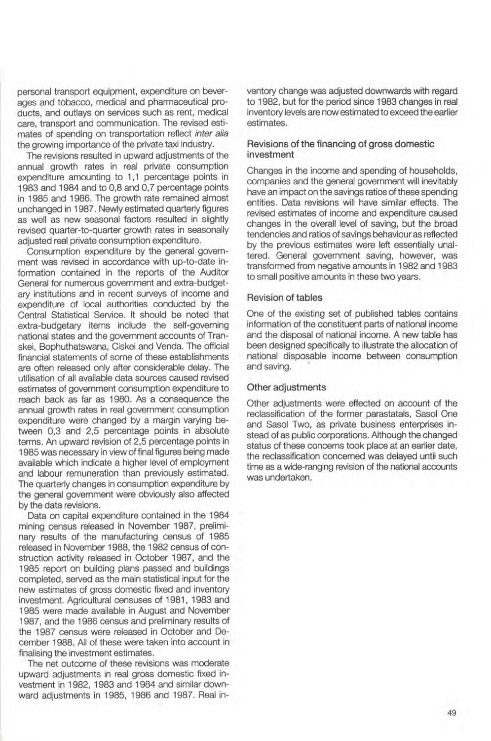personal transport equipment, expenditure on beverages and tobacco, medical and pharmaceutical products, and outlays on services such as rent, medical care, transport and communication. The revised estimates of spending on transportation reflect *inter alia* the growing importance of the private taxi industry.

The revisions resulted in upward adjustments of the annual growth rates in real private consumption expenditure amounting to 1,1 percentage points in 1983 and 1984 and to 0,8 and 0,7 percentage points in 1985 and 1986. The growth rate remained almost unchanged in 1987. Newly estimated quarterly figures as well as new seasonal factors resulted in slightly revised quarter-to-quarter growth rates in seasonally adjusted real private consumption expenditure.

Consumption expenditure by the general government was revised in accordance with up-to-date information contained in the reports of the Auditor General for numerous government and extra-budgetary institutions and in recent surveys of income and expenditure of local authorities conducted by the Central Statistical Service. It should be noted that extra-budgetary items include the self-governing national states and the government accounts of Transkei, Bophuthatswana, Ciskei and Venda. The official financial statements of some of these establishments are often released only after considerable delay. The utilisation of all available data sources caused revised estimates of government consumption expenditure to reach back as far as 1980. As a consequence the annual growth rates in real government consumption expenditure were changed by a margin varying between 0,3 and 2,5 percentage points in absolute terms. An upward revision of 2,5 percentage points in 1985 was necessary in view of final figures being made available which indicate a higher level of employment and labour remuneration than previously estimated. The quarterly changes in consumption expenditure by the general government were obviously also affected by the data revisions.

Data on capital expenditure contained in the 1984 mining census released in November 1987, preliminary results of the manufacturing census of 1985 released in November 1988, the 1982 census of construction activity released in October 1987, and the 1985 report on building plans passed and buildings completed, served as the main statistical input for the new estimates of gross domestic fixed and inventory investment. Agricultural censuses of 1981, 1983 and 1985 were made available in August and November 1987, and the 1986 census and preliminary results of the 1987 census were released in October and December 1988. All of these were taken into account in finalising the investment estimates.

The net outcome of these revisions was moderate upward adjustments in real gross domestic fixed investment in 1982, 1983 and 1984 and similar downward adjustments in 1985, 1986 and 1987. Real inventory change was adjusted downwards with regard to 1982, but for the period since 1983 changes in real inventory levels are now estimated to exceed the earlier estimates.

## Revisions of the financing of gross domestic investment

Changes in the income and spending of households, companies and the general government will inevitably have an impact on the savings ratios of these spending entities. Data revisions will have similar effects. The revised estimates of income and expenditure caused changes in the overall level of saving, but the broad tendencies and ratios of savings behaviour as reflected by the previous estimates were left essentially unaltered. General government saving, however, was transformed from negative amounts in 1982 and 1983 to small positive amounts in these two years.

## Revision of tables

One of the existing set of published tables contains information of the constituent parts of national income and the disposal of national income. A new table has been designed specifically to illustrate the allocation of national disposable income between consumption and saving.

## Other adjustments

Other adjustments were effected on account of the reclassification of the former parastatals, Sasol One and Sasol Two, as private business enterprises instead of as public corporations. Although the changed status of these concerns took place at an earlier date, the reclassification concerned was delayed until such time as a wide-ranging revision of the national accounts was undertaken.